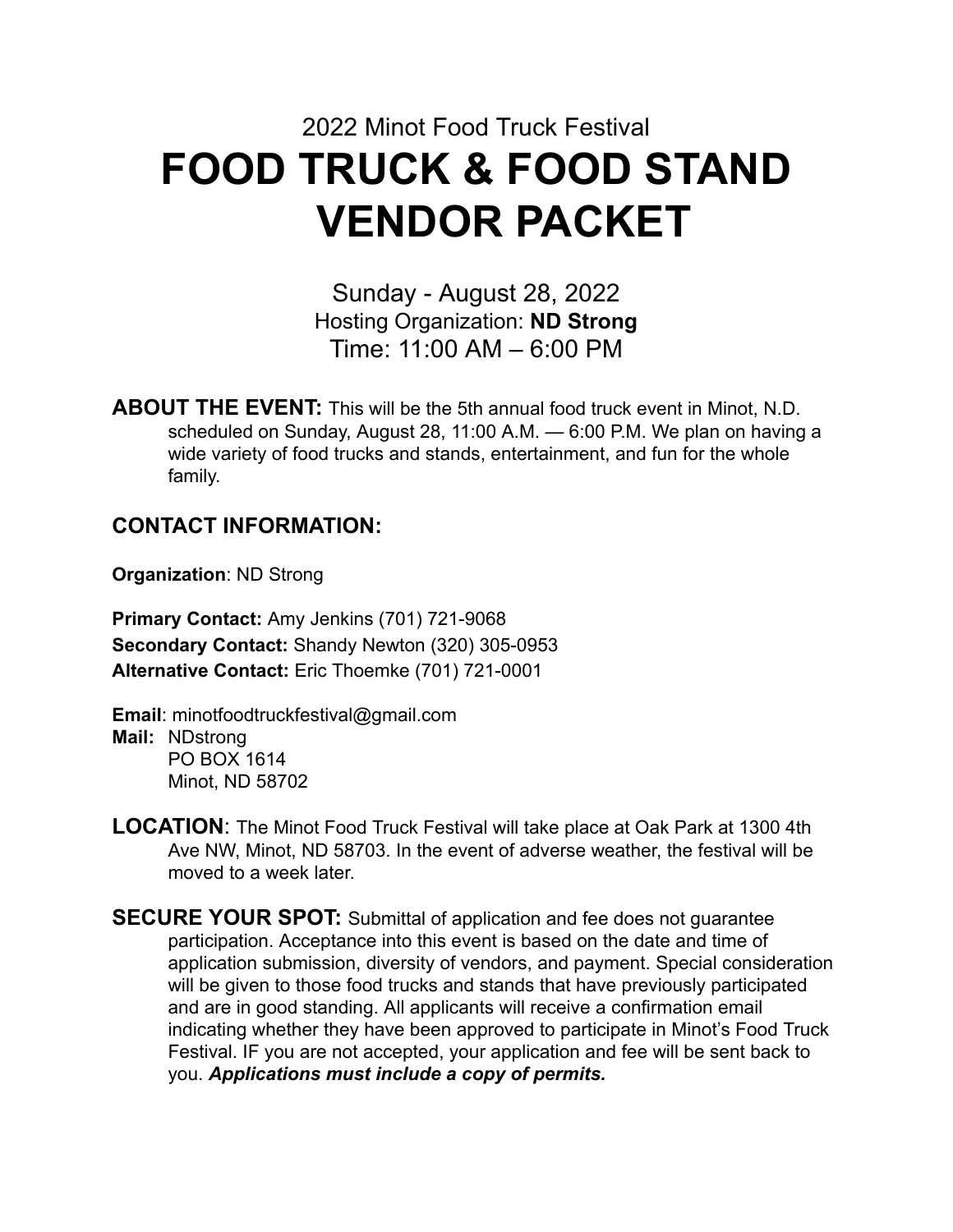2022 Minot Food Truck Festival

# FOOD TRUCK & FOOD STAND VENDOR PACKET

Sunday - August 28, 2022

Hosting Organization: **ND Strong**

Time: 11:00 AM – 6:00 PM

**ABOUT THE EVENT:** This will be the 5th annual food truck event in Minot, N.D. scheduled on Sunday, August 28, 11:00 A.M. — 6:00 P.M. We plan on having a wide variety of food trucks and stands, entertainment, and fun for the whole family.

## CONTACT INFORMATION:

**Organization**: ND Strong

**Primary Contact:** Amy Jenkins (701) 721-9068
**Secondary Contact:** Shandy Newton (320) 305-0953
**Alternative Contact:** Eric Thoemke (701) 721-0001

**Email**: minotfoodtruckfestival@gmail.com
**Mail:** NDstrong
PO BOX 1614
Minot, ND 58702

**LOCATION**: The Minot Food Truck Festival will take place at Oak Park at 1300 4th Ave NW, Minot, ND 58703. In the event of adverse weather, the festival will be moved to a week later.

**SECURE YOUR SPOT:** Submittal of application and fee does not guarantee participation. Acceptance into this event is based on the date and time of application submission, diversity of vendors, and payment. Special consideration will be given to those food trucks and stands that have previously participated and are in good standing. All applicants will receive a confirmation email indicating whether they have been approved to participate in Minot's Food Truck Festival. IF you are not accepted, your application and fee will be sent back to you. ***Applications must include a copy of permits.***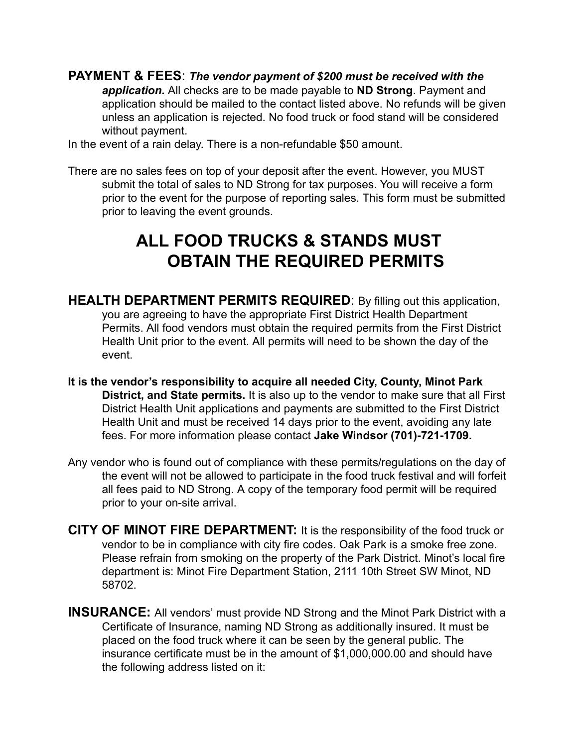**PAYMENT & FEES**: ***The vendor payment of $200 must be received with the application.*** All checks are to be made payable to **ND Strong**. Payment and application should be mailed to the contact listed above. No refunds will be given unless an application is rejected. No food truck or food stand will be considered without payment.

In the event of a rain delay. There is a non-refundable $50 amount.

There are no sales fees on top of your deposit after the event. However, you MUST submit the total of sales to ND Strong for tax purposes. You will receive a form prior to the event for the purpose of reporting sales. This form must be submitted prior to leaving the event grounds.

# ALL FOOD TRUCKS & STANDS MUST OBTAIN THE REQUIRED PERMITS

**HEALTH DEPARTMENT PERMITS REQUIRED**: By filling out this application, you are agreeing to have the appropriate First District Health Department Permits. All food vendors must obtain the required permits from the First District Health Unit prior to the event. All permits will need to be shown the day of the event.

**It is the vendor's responsibility to acquire all needed City, County, Minot Park District, and State permits.** It is also up to the vendor to make sure that all First District Health Unit applications and payments are submitted to the First District Health Unit and must be received 14 days prior to the event, avoiding any late fees. For more information please contact **Jake Windsor (701)-721-1709.**

Any vendor who is found out of compliance with these permits/regulations on the day of the event will not be allowed to participate in the food truck festival and will forfeit all fees paid to ND Strong. A copy of the temporary food permit will be required prior to your on-site arrival.

**CITY OF MINOT FIRE DEPARTMENT:** It is the responsibility of the food truck or vendor to be in compliance with city fire codes. Oak Park is a smoke free zone. Please refrain from smoking on the property of the Park District. Minot's local fire department is: Minot Fire Department Station, 2111 10th Street SW Minot, ND 58702.

**INSURANCE:** All vendors' must provide ND Strong and the Minot Park District with a Certificate of Insurance, naming ND Strong as additionally insured. It must be placed on the food truck where it can be seen by the general public. The insurance certificate must be in the amount of $1,000,000.00 and should have the following address listed on it: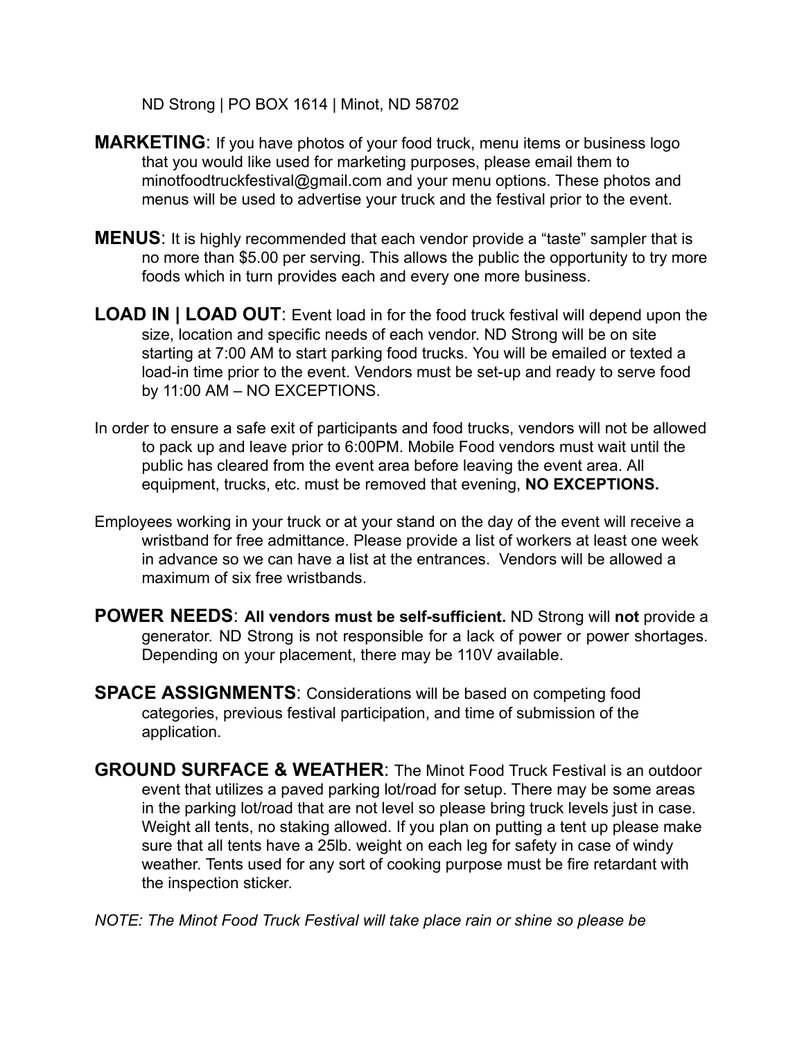ND Strong | PO BOX 1614 | Minot, ND 58702

**MARKETING**: If you have photos of your food truck, menu items or business logo that you would like used for marketing purposes, please email them to minotfoodtruckfestival@gmail.com and your menu options. These photos and menus will be used to advertise your truck and the festival prior to the event.

**MENUS**: It is highly recommended that each vendor provide a "taste" sampler that is no more than $5.00 per serving. This allows the public the opportunity to try more foods which in turn provides each and every one more business.

**LOAD IN | LOAD OUT**: Event load in for the food truck festival will depend upon the size, location and specific needs of each vendor. ND Strong will be on site starting at 7:00 AM to start parking food trucks. You will be emailed or texted a load-in time prior to the event. Vendors must be set-up and ready to serve food by 11:00 AM – NO EXCEPTIONS.

In order to ensure a safe exit of participants and food trucks, vendors will not be allowed to pack up and leave prior to 6:00PM. Mobile Food vendors must wait until the public has cleared from the event area before leaving the event area. All equipment, trucks, etc. must be removed that evening, **NO EXCEPTIONS.**

Employees working in your truck or at your stand on the day of the event will receive a wristband for free admittance. Please provide a list of workers at least one week in advance so we can have a list at the entrances. Vendors will be allowed a maximum of six free wristbands.

**POWER NEEDS**: **All vendors must be self-sufficient.** ND Strong will **not** provide a generator. ND Strong is not responsible for a lack of power or power shortages. Depending on your placement, there may be 110V available.

**SPACE ASSIGNMENTS**: Considerations will be based on competing food categories, previous festival participation, and time of submission of the application.

**GROUND SURFACE & WEATHER**: The Minot Food Truck Festival is an outdoor event that utilizes a paved parking lot/road for setup. There may be some areas in the parking lot/road that are not level so please bring truck levels just in case. Weight all tents, no staking allowed. If you plan on putting a tent up please make sure that all tents have a 25lb. weight on each leg for safety in case of windy weather. Tents used for any sort of cooking purpose must be fire retardant with the inspection sticker.

*NOTE: The Minot Food Truck Festival will take place rain or shine so please be*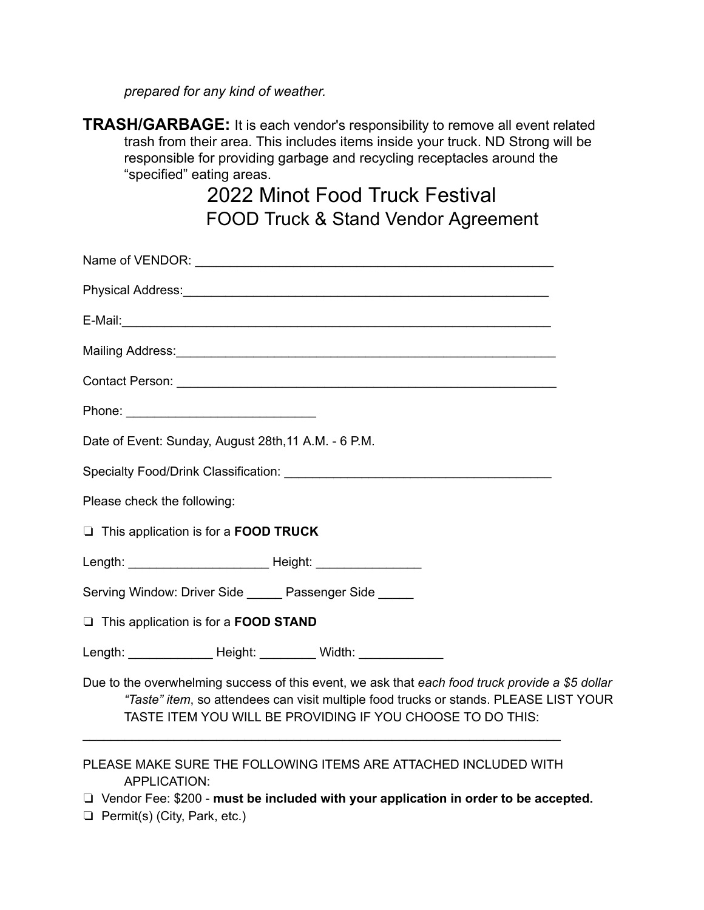*prepared for any kind of weather.*

**TRASH/GARBAGE:** It is each vendor's responsibility to remove all event related trash from their area. This includes items inside your truck. ND Strong will be responsible for providing garbage and recycling receptacles around the "specified" eating areas.

# 2022 Minot Food Truck Festival

## FOOD Truck & Stand Vendor Agreement

Name of VENDOR: ____________________________________________________

Physical Address:____________________________________________________

E-Mail:_____________________________________________________________

Mailing Address:_____________________________________________________

Contact Person: _____________________________________________________

Phone: ___________________________

Date of Event: Sunday, August 28th,11 A.M. - 6 P.M.

Specialty Food/Drink Classification: _______________________________________

Please check the following:

❏ This application is for a **FOOD TRUCK**

Length: ____________________ Height: _______________

Serving Window: Driver Side _____ Passenger Side _____

❏ This application is for a **FOOD STAND**

Length: ____________ Height: ________ Width: ____________

Due to the overwhelming success of this event, we ask that *each food truck provide a $5 dollar "Taste" item*, so attendees can visit multiple food trucks or stands. PLEASE LIST YOUR TASTE ITEM YOU WILL BE PROVIDING IF YOU CHOOSE TO DO THIS:

______________________________________________________________________

PLEASE MAKE SURE THE FOLLOWING ITEMS ARE ATTACHED INCLUDED WITH APPLICATION:

❏ Vendor Fee: $200 - **must be included with your application in order to be accepted.**

❏ Permit(s) (City, Park, etc.)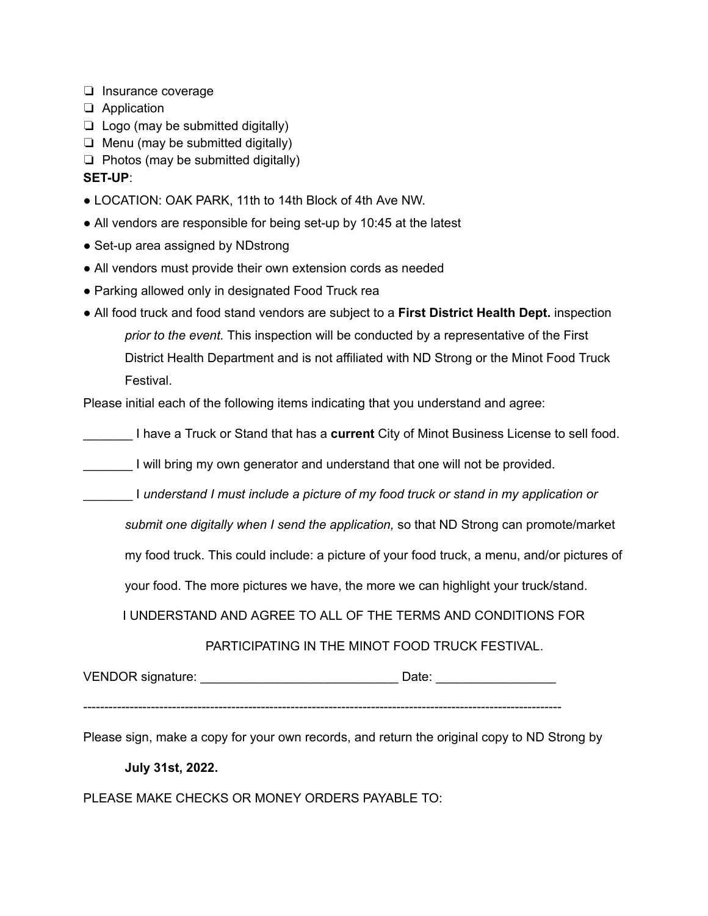- ❏ Insurance coverage
- ❏ Application
- ❏ Logo (may be submitted digitally)
- ❏ Menu (may be submitted digitally)
- ❏ Photos (may be submitted digitally)

**SET-UP**:

- LOCATION: OAK PARK, 11th to 14th Block of 4th Ave NW.
- All vendors are responsible for being set-up by 10:45 at the latest
- Set-up area assigned by NDstrong
- All vendors must provide their own extension cords as needed
- Parking allowed only in designated Food Truck rea
- All food truck and food stand vendors are subject to a **First District Health Dept.** inspection *prior to the event.* This inspection will be conducted by a representative of the First District Health Department and is not affiliated with ND Strong or the Minot Food Truck Festival.

Please initial each of the following items indicating that you understand and agree:

_______ I have a Truck or Stand that has a **current** City of Minot Business License to sell food.

_______ I will bring my own generator and understand that one will not be provided.

_______ I *understand I must include a picture of my food truck or stand in my application or submit one digitally when I send the application,* so that ND Strong can promote/market my food truck. This could include: a picture of your food truck, a menu, and/or pictures of your food. The more pictures we have, the more we can highlight your truck/stand.

I UNDERSTAND AND AGREE TO ALL OF THE TERMS AND CONDITIONS FOR PARTICIPATING IN THE MINOT FOOD TRUCK FESTIVAL.

VENDOR signature: ____________________________ Date: ________________

---

Please sign, make a copy for your own records, and return the original copy to ND Strong by **July 31st, 2022.**

PLEASE MAKE CHECKS OR MONEY ORDERS PAYABLE TO: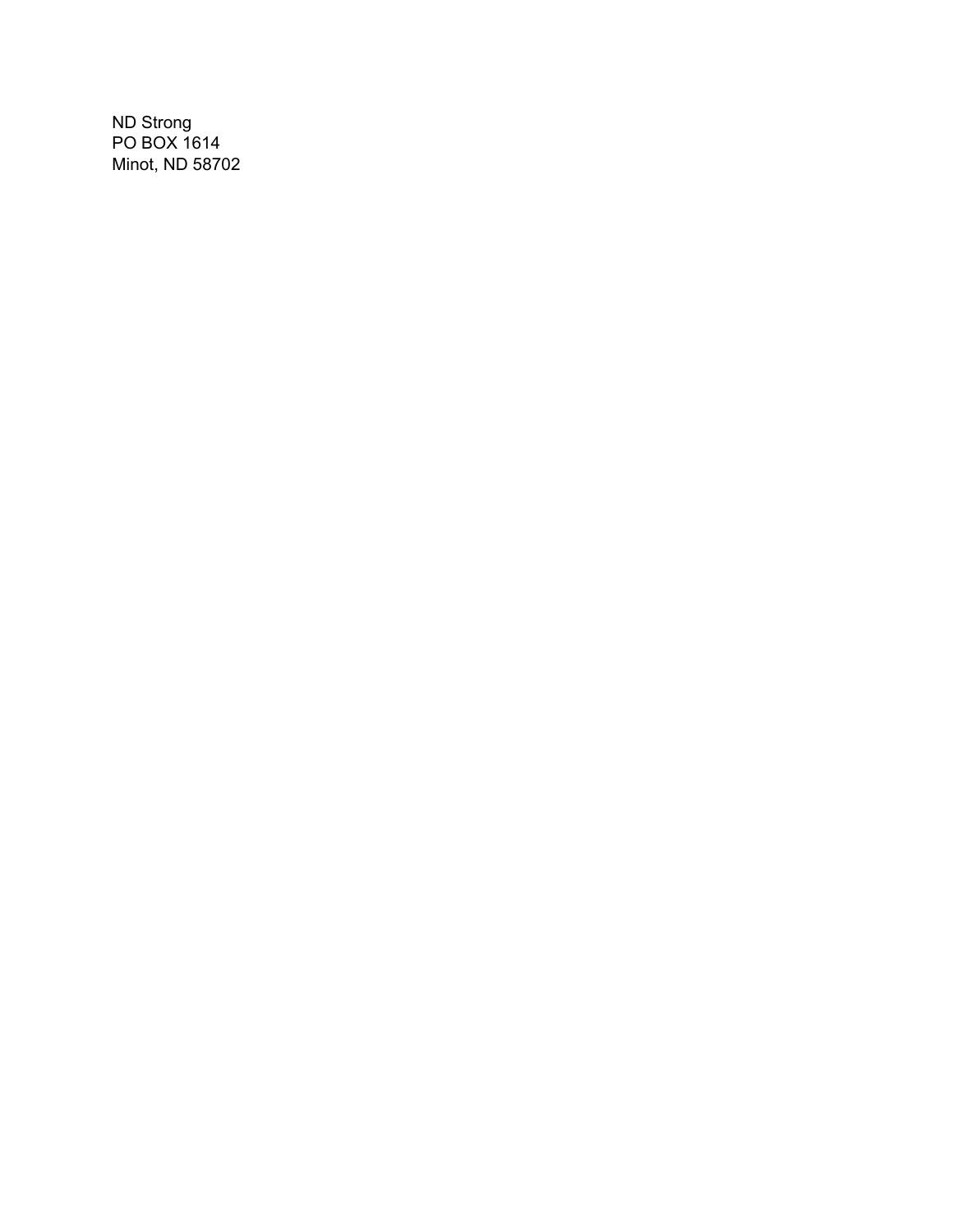ND Strong
PO BOX 1614
Minot, ND 58702